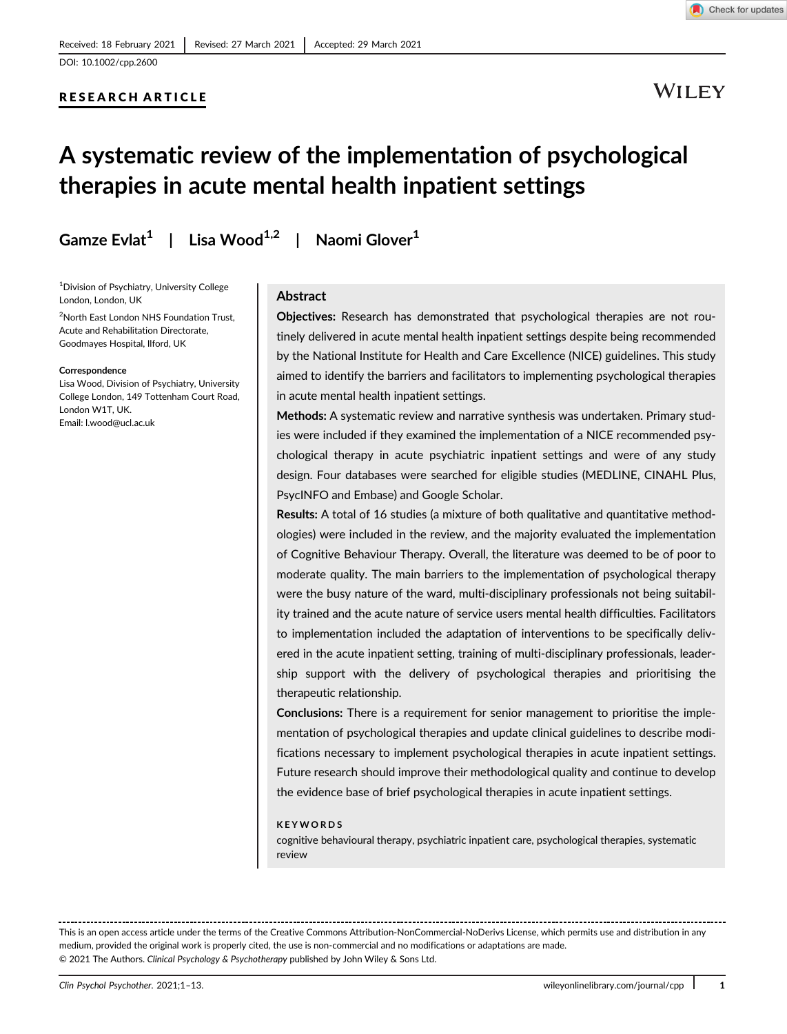Received: 18 February 2021 | Revised: 27 March 2021 | Accepted: 29 March 2021

DOI: 10.1002/cpp.2600

RESEARCH ARTICLE

# A systematic review of the implementation of psychological therapies in acute mental health inpatient settings

**Gamze Evlat[1] | Lisa Wood[1,2] | Naomi Glover[1]**

[1]Division of Psychiatry, University College London, London, UK

[2]North East London NHS Foundation Trust, Acute and Rehabilitation Directorate, Goodmayes Hospital, Ilford, UK

**Correspondence**
Lisa Wood, Division of Psychiatry, University College London, 149 Tottenham Court Road, London W1T, UK.
Email: l.wood@ucl.ac.uk

## Abstract

**Objectives:** Research has demonstrated that psychological therapies are not routinely delivered in acute mental health inpatient settings despite being recommended by the National Institute for Health and Care Excellence (NICE) guidelines. This study aimed to identify the barriers and facilitators to implementing psychological therapies in acute mental health inpatient settings.

**Methods:** A systematic review and narrative synthesis was undertaken. Primary studies were included if they examined the implementation of a NICE recommended psychological therapy in acute psychiatric inpatient settings and were of any study design. Four databases were searched for eligible studies (MEDLINE, CINAHL Plus, PsycINFO and Embase) and Google Scholar.

**Results:** A total of 16 studies (a mixture of both qualitative and quantitative methodologies) were included in the review, and the majority evaluated the implementation of Cognitive Behaviour Therapy. Overall, the literature was deemed to be of poor to moderate quality. The main barriers to the implementation of psychological therapy were the busy nature of the ward, multi-disciplinary professionals not being suitability trained and the acute nature of service users mental health difficulties. Facilitators to implementation included the adaptation of interventions to be specifically delivered in the acute inpatient setting, training of multi-disciplinary professionals, leadership support with the delivery of psychological therapies and prioritising the therapeutic relationship.

**Conclusions:** There is a requirement for senior management to prioritise the implementation of psychological therapies and update clinical guidelines to describe modifications necessary to implement psychological therapies in acute inpatient settings. Future research should improve their methodological quality and continue to develop the evidence base of brief psychological therapies in acute inpatient settings.

**KEYWORDS**

cognitive behavioural therapy, psychiatric inpatient care, psychological therapies, systematic review

This is an open access article under the terms of the Creative Commons Attribution-NonCommercial-NoDerivs License, which permits use and distribution in any medium, provided the original work is properly cited, the use is non-commercial and no modifications or adaptations are made.
© 2021 The Authors. *Clinical Psychology & Psychotherapy* published by John Wiley & Sons Ltd.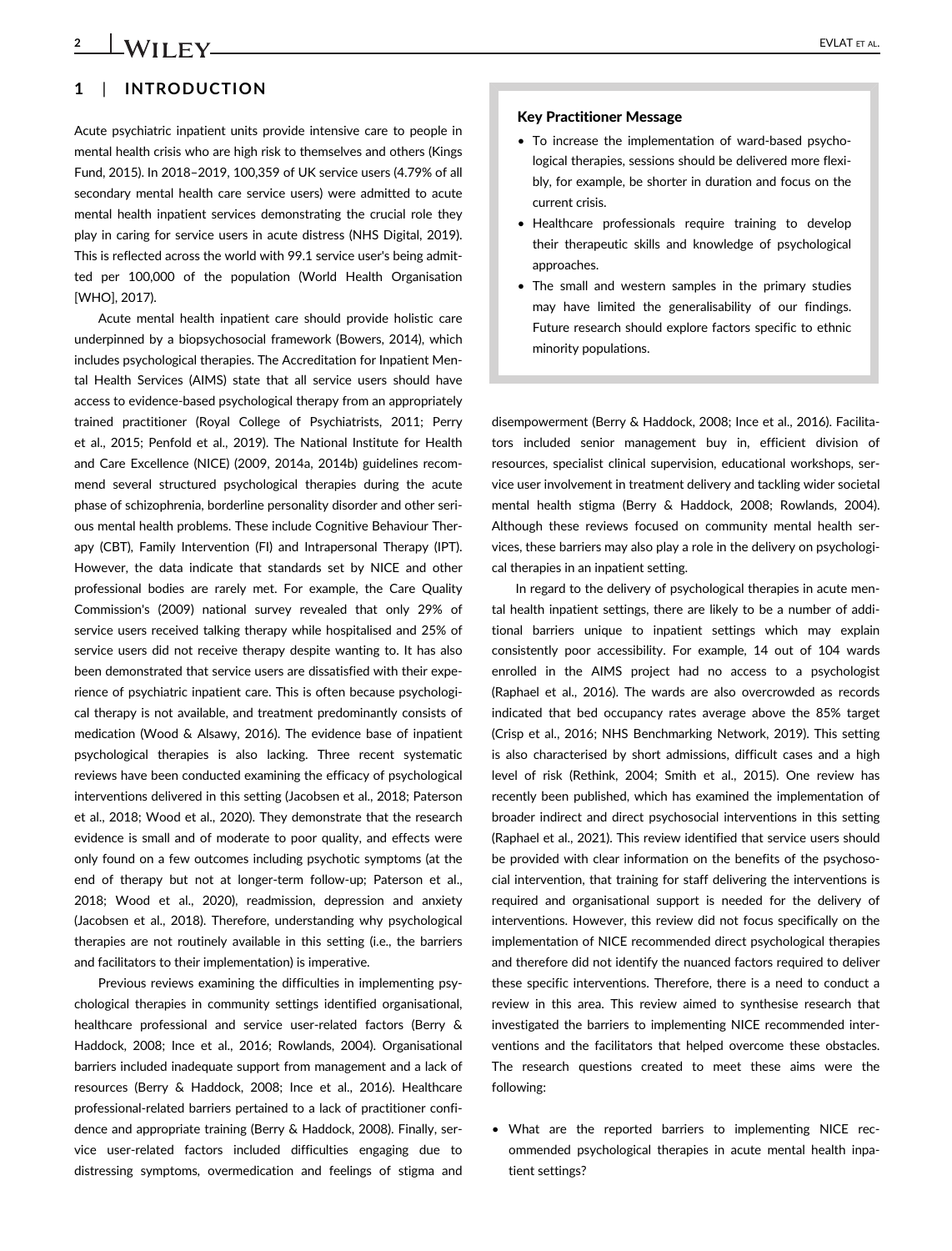## 1 | INTRODUCTION

Acute psychiatric inpatient units provide intensive care to people in mental health crisis who are high risk to themselves and others (Kings Fund, 2015). In 2018–2019, 100,359 of UK service users (4.79% of all secondary mental health care service users) were admitted to acute mental health inpatient services demonstrating the crucial role they play in caring for service users in acute distress (NHS Digital, 2019). This is reflected across the world with 99.1 service user's being admitted per 100,000 of the population (World Health Organisation [WHO], 2017).

Acute mental health inpatient care should provide holistic care underpinned by a biopsychosocial framework (Bowers, 2014), which includes psychological therapies. The Accreditation for Inpatient Mental Health Services (AIMS) state that all service users should have access to evidence-based psychological therapy from an appropriately trained practitioner (Royal College of Psychiatrists, 2011; Perry et al., 2015; Penfold et al., 2019). The National Institute for Health and Care Excellence (NICE) (2009, 2014a, 2014b) guidelines recommend several structured psychological therapies during the acute phase of schizophrenia, borderline personality disorder and other serious mental health problems. These include Cognitive Behaviour Therapy (CBT), Family Intervention (FI) and Intrapersonal Therapy (IPT). However, the data indicate that standards set by NICE and other professional bodies are rarely met. For example, the Care Quality Commission's (2009) national survey revealed that only 29% of service users received talking therapy while hospitalised and 25% of service users did not receive therapy despite wanting to. It has also been demonstrated that service users are dissatisfied with their experience of psychiatric inpatient care. This is often because psychological therapy is not available, and treatment predominantly consists of medication (Wood & Alsawy, 2016). The evidence base of inpatient psychological therapies is also lacking. Three recent systematic reviews have been conducted examining the efficacy of psychological interventions delivered in this setting (Jacobsen et al., 2018; Paterson et al., 2018; Wood et al., 2020). They demonstrate that the research evidence is small and of moderate to poor quality, and effects were only found on a few outcomes including psychotic symptoms (at the end of therapy but not at longer-term follow-up; Paterson et al., 2018; Wood et al., 2020), readmission, depression and anxiety (Jacobsen et al., 2018). Therefore, understanding why psychological therapies are not routinely available in this setting (i.e., the barriers and facilitators to their implementation) is imperative.

Previous reviews examining the difficulties in implementing psychological therapies in community settings identified organisational, healthcare professional and service user-related factors (Berry & Haddock, 2008; Ince et al., 2016; Rowlands, 2004). Organisational barriers included inadequate support from management and a lack of resources (Berry & Haddock, 2008; Ince et al., 2016). Healthcare professional-related barriers pertained to a lack of practitioner confidence and appropriate training (Berry & Haddock, 2008). Finally, service user-related factors included difficulties engaging due to distressing symptoms, overmedication and feelings of stigma and disempowerment (Berry & Haddock, 2008; Ince et al., 2016). Facilitators included senior management buy in, efficient division of resources, specialist clinical supervision, educational workshops, service user involvement in treatment delivery and tackling wider societal mental health stigma (Berry & Haddock, 2008; Rowlands, 2004). Although these reviews focused on community mental health services, these barriers may also play a role in the delivery on psychological therapies in an inpatient setting.

In regard to the delivery of psychological therapies in acute mental health inpatient settings, there are likely to be a number of additional barriers unique to inpatient settings which may explain consistently poor accessibility. For example, 14 out of 104 wards enrolled in the AIMS project had no access to a psychologist (Raphael et al., 2016). The wards are also overcrowded as records indicated that bed occupancy rates average above the 85% target (Crisp et al., 2016; NHS Benchmarking Network, 2019). This setting is also characterised by short admissions, difficult cases and a high level of risk (Rethink, 2004; Smith et al., 2015). One review has recently been published, which has examined the implementation of broader indirect and direct psychosocial interventions in this setting (Raphael et al., 2021). This review identified that service users should be provided with clear information on the benefits of the psychosocial intervention, that training for staff delivering the interventions is required and organisational support is needed for the delivery of interventions. However, this review did not focus specifically on the implementation of NICE recommended direct psychological therapies and therefore did not identify the nuanced factors required to deliver these specific interventions. Therefore, there is a need to conduct a review in this area. This review aimed to synthesise research that investigated the barriers to implementing NICE recommended interventions and the facilitators that helped overcome these obstacles. The research questions created to meet these aims were the following:

- What are the reported barriers to implementing NICE recommended psychological therapies in acute mental health inpatient settings?

> **Key Practitioner Message**
>
> - To increase the implementation of ward-based psychological therapies, sessions should be delivered more flexibly, for example, be shorter in duration and focus on the current crisis.
> - Healthcare professionals require training to develop their therapeutic skills and knowledge of psychological approaches.
> - The small and western samples in the primary studies may have limited the generalisability of our findings. Future research should explore factors specific to ethnic minority populations.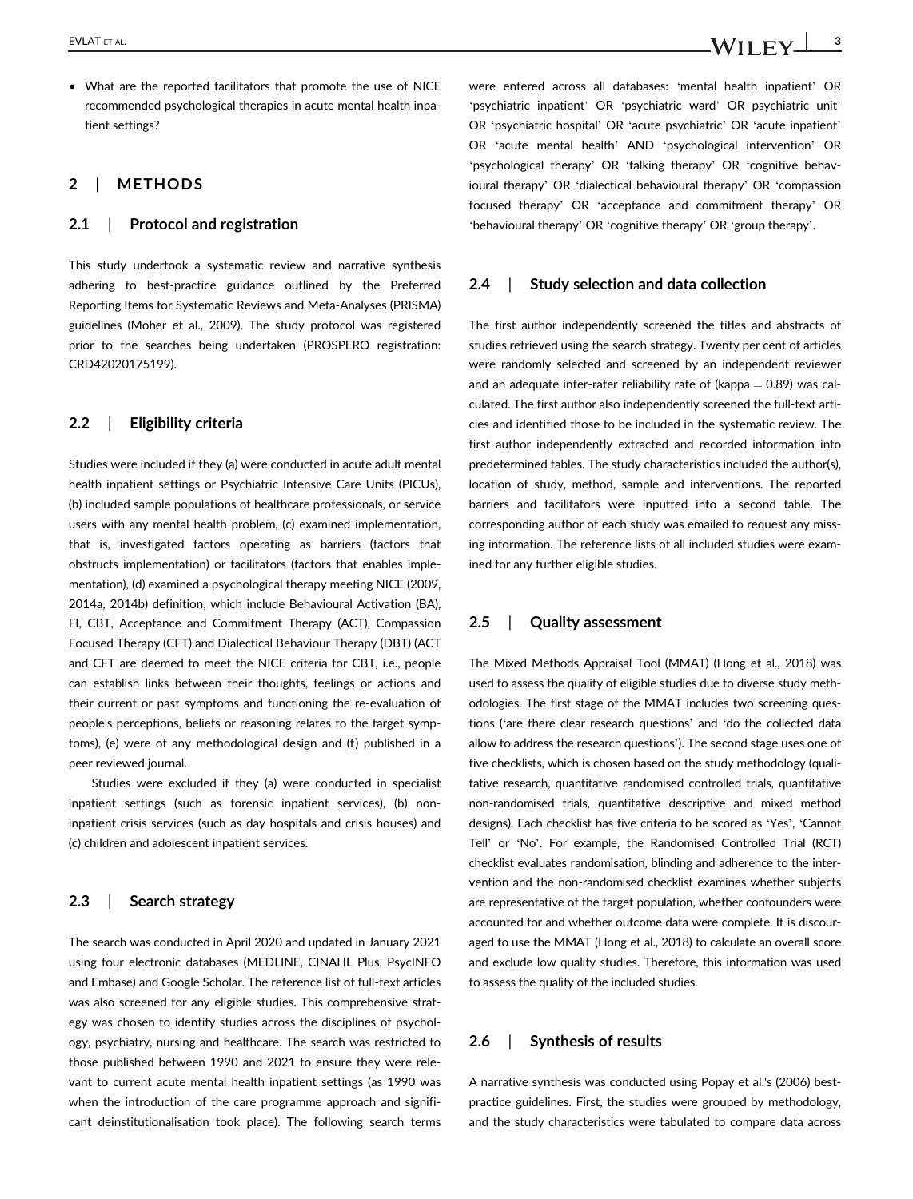- What are the reported facilitators that promote the use of NICE recommended psychological therapies in acute mental health inpatient settings?

## 2 | METHODS

### 2.1 | Protocol and registration

This study undertook a systematic review and narrative synthesis adhering to best-practice guidance outlined by the Preferred Reporting Items for Systematic Reviews and Meta-Analyses (PRISMA) guidelines (Moher et al., 2009). The study protocol was registered prior to the searches being undertaken (PROSPERO registration: CRD42020175199).

### 2.2 | Eligibility criteria

Studies were included if they (a) were conducted in acute adult mental health inpatient settings or Psychiatric Intensive Care Units (PICUs), (b) included sample populations of healthcare professionals, or service users with any mental health problem, (c) examined implementation, that is, investigated factors operating as barriers (factors that obstructs implementation) or facilitators (factors that enables implementation), (d) examined a psychological therapy meeting NICE (2009, 2014a, 2014b) definition, which include Behavioural Activation (BA), FI, CBT, Acceptance and Commitment Therapy (ACT), Compassion Focused Therapy (CFT) and Dialectical Behaviour Therapy (DBT) (ACT and CFT are deemed to meet the NICE criteria for CBT, i.e., people can establish links between their thoughts, feelings or actions and their current or past symptoms and functioning the re-evaluation of people's perceptions, beliefs or reasoning relates to the target symptoms), (e) were of any methodological design and (f) published in a peer reviewed journal.

Studies were excluded if they (a) were conducted in specialist inpatient settings (such as forensic inpatient services), (b) non-inpatient crisis services (such as day hospitals and crisis houses) and (c) children and adolescent inpatient services.

### 2.3 | Search strategy

The search was conducted in April 2020 and updated in January 2021 using four electronic databases (MEDLINE, CINAHL Plus, PsycINFO and Embase) and Google Scholar. The reference list of full-text articles was also screened for any eligible studies. This comprehensive strategy was chosen to identify studies across the disciplines of psychology, psychiatry, nursing and healthcare. The search was restricted to those published between 1990 and 2021 to ensure they were relevant to current acute mental health inpatient settings (as 1990 was when the introduction of the care programme approach and significant deinstitutionalisation took place). The following search terms were entered across all databases: 'mental health inpatient' OR 'psychiatric inpatient' OR 'psychiatric ward' OR psychiatric unit' OR 'psychiatric hospital' OR 'acute psychiatric' OR 'acute inpatient' OR 'acute mental health' AND 'psychological intervention' OR 'psychological therapy' OR 'talking therapy' OR 'cognitive behavioural therapy' OR 'dialectical behavioural therapy' OR 'compassion focused therapy' OR 'acceptance and commitment therapy' OR 'behavioural therapy' OR 'cognitive therapy' OR 'group therapy'.

### 2.4 | Study selection and data collection

The first author independently screened the titles and abstracts of studies retrieved using the search strategy. Twenty per cent of articles were randomly selected and screened by an independent reviewer and an adequate inter-rater reliability rate of (kappa = 0.89) was calculated. The first author also independently screened the full-text articles and identified those to be included in the systematic review. The first author independently extracted and recorded information into predetermined tables. The study characteristics included the author(s), location of study, method, sample and interventions. The reported barriers and facilitators were inputted into a second table. The corresponding author of each study was emailed to request any missing information. The reference lists of all included studies were examined for any further eligible studies.

### 2.5 | Quality assessment

The Mixed Methods Appraisal Tool (MMAT) (Hong et al., 2018) was used to assess the quality of eligible studies due to diverse study methodologies. The first stage of the MMAT includes two screening questions ('are there clear research questions' and 'do the collected data allow to address the research questions'). The second stage uses one of five checklists, which is chosen based on the study methodology (qualitative research, quantitative randomised controlled trials, quantitative non-randomised trials, quantitative descriptive and mixed method designs). Each checklist has five criteria to be scored as 'Yes', 'Cannot Tell' or 'No'. For example, the Randomised Controlled Trial (RCT) checklist evaluates randomisation, blinding and adherence to the intervention and the non-randomised checklist examines whether subjects are representative of the target population, whether confounders were accounted for and whether outcome data were complete. It is discouraged to use the MMAT (Hong et al., 2018) to calculate an overall score and exclude low quality studies. Therefore, this information was used to assess the quality of the included studies.

### 2.6 | Synthesis of results

A narrative synthesis was conducted using Popay et al.'s (2006) best-practice guidelines. First, the studies were grouped by methodology, and the study characteristics were tabulated to compare data across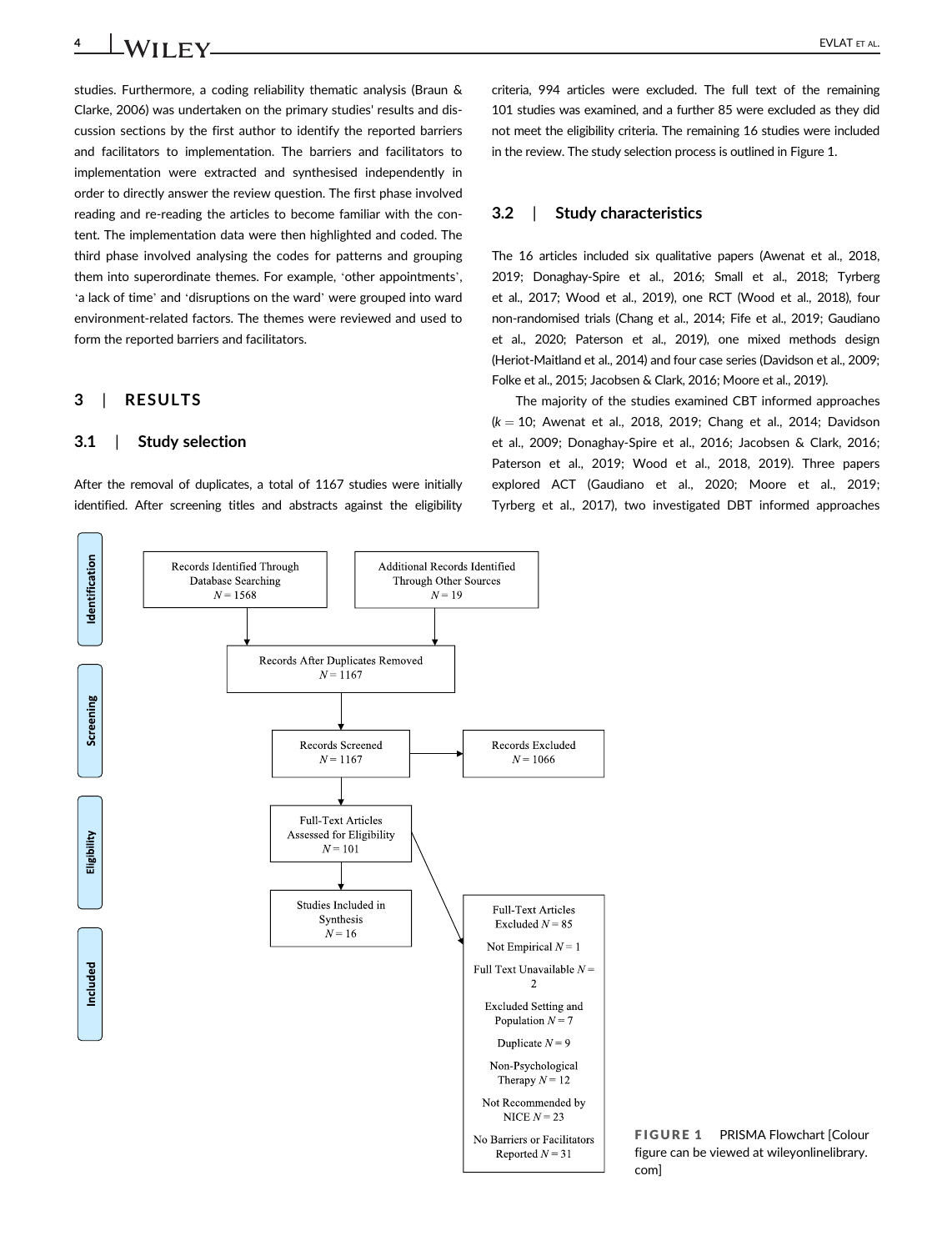studies. Furthermore, a coding reliability thematic analysis (Braun & Clarke, 2006) was undertaken on the primary studies' results and discussion sections by the first author to identify the reported barriers and facilitators to implementation. The barriers and facilitators to implementation were extracted and synthesised independently in order to directly answer the review question. The first phase involved reading and re-reading the articles to become familiar with the content. The implementation data were then highlighted and coded. The third phase involved analysing the codes for patterns and grouping them into superordinate themes. For example, 'other appointments', 'a lack of time' and 'disruptions on the ward' were grouped into ward environment-related factors. The themes were reviewed and used to form the reported barriers and facilitators.

## 3 | RESULTS

### 3.1 | Study selection

After the removal of duplicates, a total of 1167 studies were initially identified. After screening titles and abstracts against the eligibility criteria, 994 articles were excluded. The full text of the remaining 101 studies was examined, and a further 85 were excluded as they did not meet the eligibility criteria. The remaining 16 studies were included in the review. The study selection process is outlined in Figure 1.

### 3.2 | Study characteristics

The 16 articles included six qualitative papers (Awenat et al., 2018, 2019; Donaghay-Spire et al., 2016; Small et al., 2018; Tyrberg et al., 2017; Wood et al., 2019), one RCT (Wood et al., 2018), four non-randomised trials (Chang et al., 2014; Fife et al., 2019; Gaudiano et al., 2020; Paterson et al., 2019), one mixed methods design (Heriot-Maitland et al., 2014) and four case series (Davidson et al., 2009; Folke et al., 2015; Jacobsen & Clark, 2016; Moore et al., 2019).

The majority of the studies examined CBT informed approaches ($k = 10$; Awenat et al., 2018, 2019; Chang et al., 2014; Davidson et al., 2009; Donaghay-Spire et al., 2016; Jacobsen & Clark, 2016; Paterson et al., 2019; Wood et al., 2018, 2019). Three papers explored ACT (Gaudiano et al., 2020; Moore et al., 2019; Tyrberg et al., 2017), two investigated DBT informed approaches

Identification

Records Identified Through Database Searching $N = 1568$

Additional Records Identified Through Other Sources $N = 19$

Records After Duplicates Removed $N = 1167$

Screening

Records Screened $N = 1167$

Records Excluded $N = 1066$

Eligibility

Full-Text Articles Assessed for Eligibility $N = 101$

Included

Studies Included in Synthesis $N = 16$

Full-Text Articles Excluded $N = 85$

Not Empirical $N = 1$

Full Text Unavailable $N = 2$

Excluded Setting and Population $N = 7$

Duplicate $N = 9$

Non-Psychological Therapy $N = 12$

Not Recommended by NICE $N = 23$

No Barriers or Facilitators Reported $N = 31$

**FIGURE 1** PRISMA Flowchart [Colour figure can be viewed at wileyonlinelibrary.com]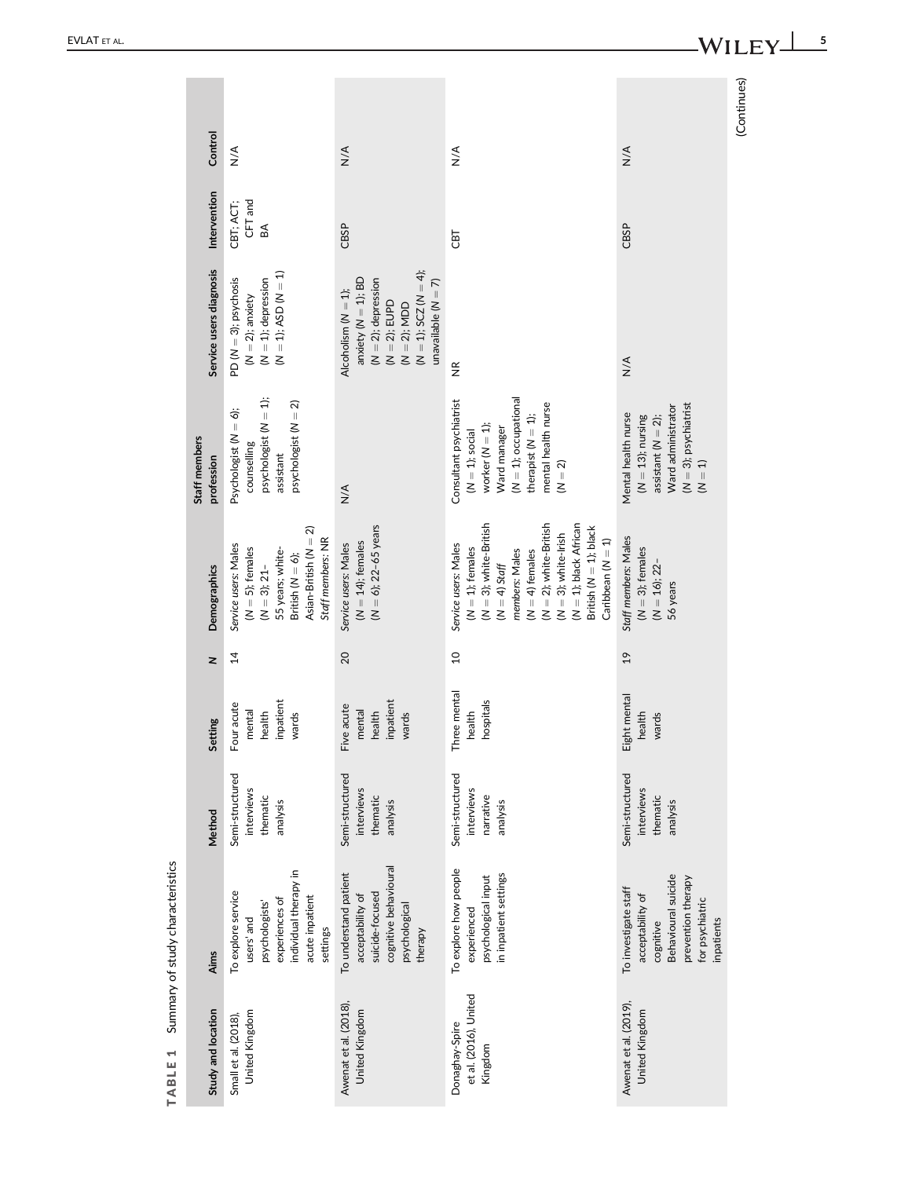**TABLE 1** Summary of study characteristics

| Study and location | Aims | Method | Setting | N | Demographics | Staff members profession | Service users diagnosis | Intervention | Control |
|---|---|---|---|---|---|---|---|---|---|
| Small et al. (2018), United Kingdom | To explore service users' and psychologists' experiences of individual therapy in acute inpatient settings | Semi-structured interviews thematic analysis | Four acute mental health inpatient wards | 14 | *Service users*: Males (N = 5); females (N = 3); 21–55 years; white-British (N = 6); Asian-British (N = 2) *Staff members*: NR | Psychologist (N = 6); counselling psychologist (N = 1); assistant psychologist (N = 2) | PD (N = 3); psychosis (N = 2); anxiety (N = 1); depression (N = 1); ASD (N = 1) | CBT; ACT; CFT and BA | N/A |
| Awenat et al. (2018), United Kingdom | To understand patient acceptability of suicide-focused cognitive behavioural psychological therapy | Semi-structured interviews thematic analysis | Five acute mental health inpatient wards | 20 | *Service users*: Males (N = 14); females (N = 6); 22–65 years | N/A | Alcoholism (N = 1); anxiety (N = 1); BD (N = 2); depression (N = 2); EUPD (N = 2); MDD (N = 1); SCZ (N = 4); unavailable (N = 7) | CBSP | N/A |
| Donaghay-Spire et al. (2016), United Kingdom | To explore how people experienced psychological input in inpatient settings | Semi-structured interviews narrative analysis | Three mental health hospitals | 10 | *Service users*: Males (N = 1); females (N = 3); white-British (N = 4) *Staff members*: Males (N = 4) females (N = 2); white-British (N = 3); white-Irish (N = 1); black African British (N = 1); black Caribbean (N = 1) | Consultant psychiatrist (N = 1); social worker (N = 1); Ward manager (N = 1); occupational therapist (N = 1); mental health nurse (N = 2) | NR | CBT | N/A |
| Awenat et al. (2019), United Kingdom | To investigate staff acceptability of cognitive Behavioural suicide prevention therapy for psychiatric inpatients | Semi-structured interviews thematic analysis | Eight mental health wards | 19 | *Staff members*: Males (N = 3); females (N = 16); 22–56 years | Mental health nurse (N = 13); nursing assistant (N = 2); Ward administrator (N = 3); psychiatrist (N = 1) | N/A | CBSP | N/A |

(Continues)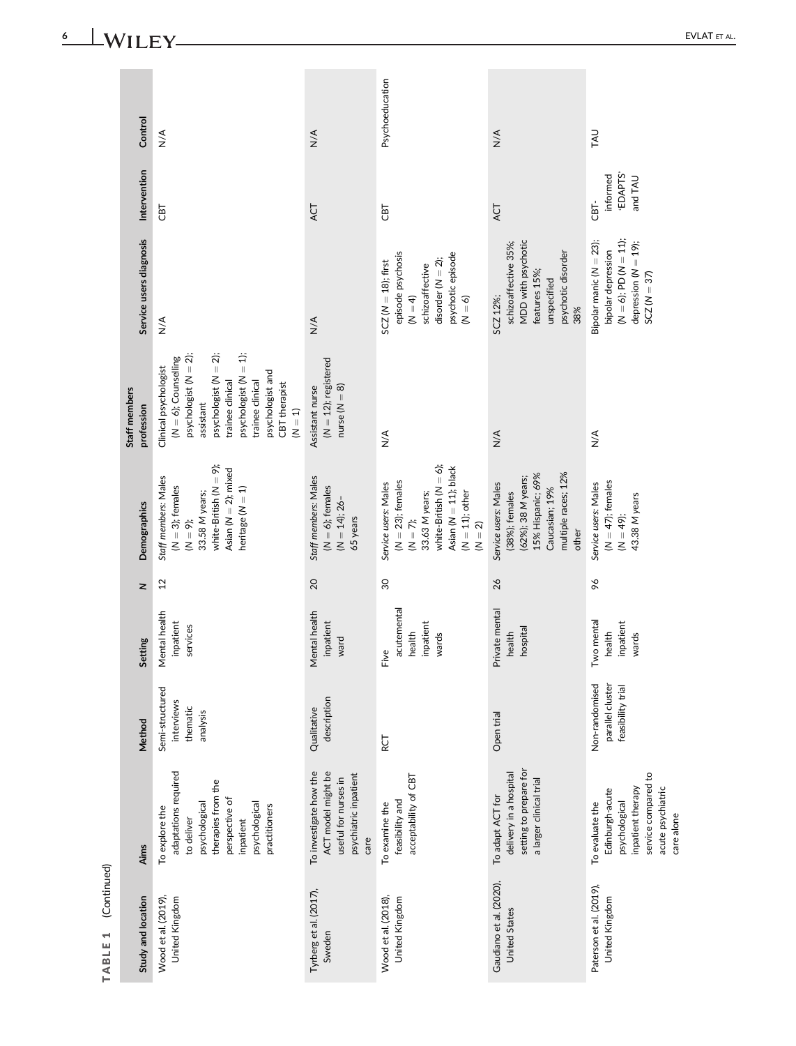**TABLE 1** (Continued)

| Study and location | Aims | Method | Setting | N | Demographics | Staff members profession | Service users diagnosis | Intervention | Control |
|---|---|---|---|---|---|---|---|---|---|
| Wood et al. (2019), United Kingdom | To explore the adaptations required to deliver psychological therapies from the perspective of inpatient psychological practitioners | Semi-structured interviews thematic analysis | Mental health inpatient services | 12 | *Staff members*: Males ($N = 3$); females ($N = 9$); 33.58 M years; white-British ($N = 9$); Asian ($N = 2$); mixed heritage ($N = 1$) | Clinical psychologist ($N = 6$); Counselling psychologist ($N = 2$); assistant psychologist ($N = 2$); trainee clinical psychologist ($N = 1$); trainee clinical psychologist and CBT therapist ($N = 1$) | N/A | CBT | N/A |
| Tyrberg et al. (2017), Sweden | To investigate how the ACT model might be useful for nurses in psychiatric inpatient care | Qualitative description | Mental health inpatient ward | 20 | *Staff members*: Males ($N = 6$); females ($N = 14$); 26–65 years | Assistant nurse ($N = 12$); registered nurse ($N = 8$) | N/A | ACT | N/A |
| Wood et al. (2018), United Kingdom | To examine the feasibility and acceptability of CBT | RCT | Five acutemental health inpatient wards | 30 | *Service users*: Males ($N = 23$); females ($N = 7$); 33.63 M years; white-British ($N = 6$); Asian ($N = 11$); black ($N = 11$); other ($N = 2$) | N/A | SCZ ($N = 18$); first episode psychosis ($N = 4$) schizoaffective disorder ($N = 2$); psychotic episode ($N = 6$) | CBT | Psychoeducation |
| Gaudiano et al. (2020), United States | To adapt ACT for delivery in a hospital setting to prepare for a larger clinical trial | Open trial | Private mental health hospital | 26 | *Service users*: Males (38%); females (62%); 38 M years; 15% Hispanic; 69% Caucasian; 19% multiple races; 12% other | N/A | SCZ 12%; schizoaffective 35%; MDD with psychotic features 15%; unspecified psychotic disorder 38% | ACT | N/A |
| Paterson et al. (2019), United Kingdom | To evaluate the Edinburgh-acute psychological inpatient therapy service compared to acute psychiatric care alone | Non-randomised parallel cluster feasibility trial | Two mental health inpatient wards | 96 | *Service users*: Males ($N = 47$); females ($N = 49$); 43.38 M years | N/A | Bipolar manic ($N = 23$); bipolar depression ($N = 6$); PD ($N = 11$); depression ($N = 19$); SCZ ($N = 37$) | CBT-informed 'EDAPTS' and TAU | TAU |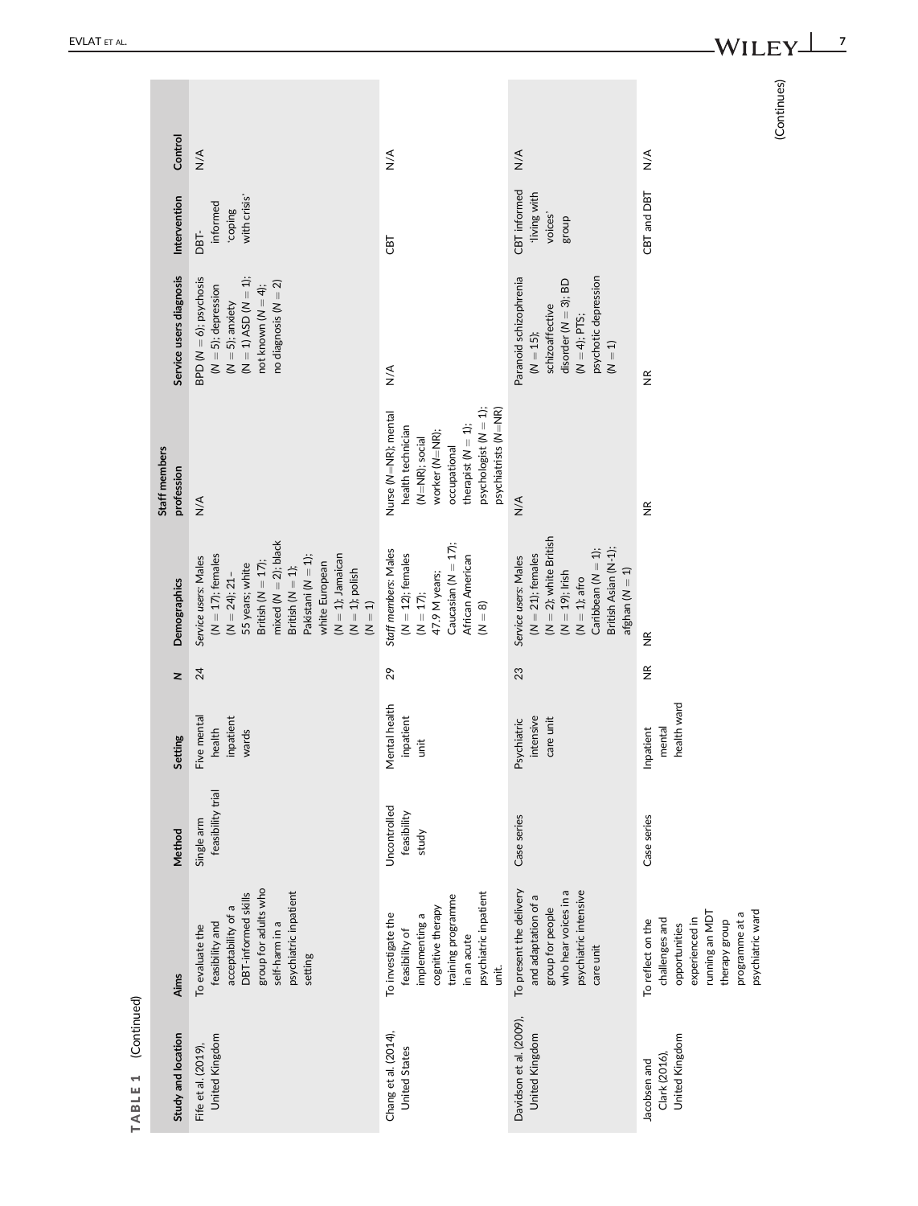**TABLE 1** (Continued)

| Study and location | Aims | Method | Setting | N | Demographics | Staff members profession | Service users diagnosis | Intervention | Control |
|---|---|---|---|---|---|---|---|---|---|
| Fife et al. (2019), United Kingdom | To evaluate the feasibility and acceptability of a DBT-informed skills group for adults who self-harm in a psychiatric inpatient setting | Single arm feasibility trial | Five mental health inpatient wards | 24 | *Service users*: Males (N = 17); females (N = 24); 21–55 years; white British (N = 17); mixed (N = 2); black British (N = 1); Pakistani (N = 1); white European (N = 1); Jamaican (N = 1); polish (N = 1) | N/A | BPD (N = 6); psychosis (N = 5); depression (N = 5); anxiety (N = 1) ASD (N = 1); not known (N = 4); no diagnosis (N = 2) | DBT-informed 'coping with crisis' | N/A |
| Chang et al. (2014), United States | To investigate the feasibility of implementing a cognitive therapy training programme in an acute psychiatric inpatient unit. | Uncontrolled feasibility study | Mental health inpatient unit | 29 | *Staff members*: Males (N = 12); females (N = 17); 47.9 M years; Caucasian (N = 17); African American (N = 8) | Nurse (N=NR); mental health technician (N=NR); social worker (N=NR); occupational therapist (N = 1); psychologist (N = 1); psychiatrists (N=NR) | N/A | CBT | N/A |
| Davidson et al. (2009), United Kingdom | To present the delivery and adaptation of a group for people who hear voices in a psychiatric intensive care unit | Case series | Psychiatric intensive care unit | 23 | *Service users*: Males (N = 21); females (N = 2); white British (N = 19); Irish (N = 1); afro Caribbean (N = 1); British Asian (N-1); afghan (N = 1) | N/A | Paranoid schizophrenia (N = 15); schizoaffective disorder (N = 3); BD (N = 4); PTS; psychotic depression (N = 1) | CBT informed 'living with voices' group | N/A |
| Jacobsen and Clark (2016), United Kingdom | To reflect on the challenges and opportunities experienced in running an MDT therapy group programme at a psychiatric ward | Case series | Inpatient mental health ward | NR | NR | NR | NR | CBT and DBT | N/A |

(Continues)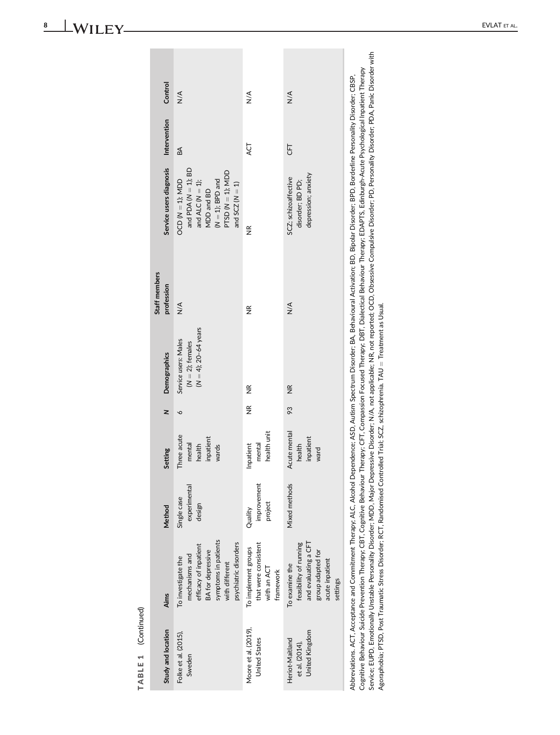**TABLE 1** (Continued)

| Study and location | Aims | Method | Setting | N | Demographics | Staff members profession | Service users diagnosis | Intervention | Control |
|---|---|---|---|---|---|---|---|---|---|
| Folke et al. (2015), Sweden | To investigate the mechanisms and efficacy of inpatient BA for depressive symptoms in patients with different psychiatric disorders | Single case experimental design | Three acute mental health inpatient wards | 6 | *Service users*: Males ($N = 2$); females ($N = 4$); 20–64 years | N/A | OCD ($N = 1$); MDD and PDA ($N = 1$); BD and ALC ($N = 1$); MDD and BD ($N = 1$); BPD and PTSD ($N = 1$); MDD and SCZ ($N = 1$) | BA | N/A |
| Moore et al. (2019), United States | To implement groups that were consistent with an ACT framework | Quality improvement project | Inpatient mental health unit | NR | NR | NR | NR | ACT | N/A |
| Heriot-Maitland et al. (2014), United Kingdom | To examine the feasibility of running and evaluating a CFT group adapted for acute inpatient settings | Mixed methods | Acute mental health inpatient ward | 93 | NR | N/A | SCZ; schizoaffective disorder; BD PD; depression; anxiety | CFT | N/A |

Abbreviations. ACT, Acceptance and Commitment Therapy; ALC, Alcohol Dependence; ASD, Autism Spectrum Disorder; BA, Behavioural Activation; BD, Bipolar Disorder; BPD, Borderline Personality Disorder; CBSP, Cognitive Behaviour Suicide Prevention Therapy; CBT, Cognitive Behaviour Therapy; CFT, Compassion Focused Therapy; DBT, Dialectical Behaviour Therapy; EDAPTS, Edinburgh-Acute Psychological Inpatient Therapy Service; EUPD, Emotionally Unstable Personality Disorder; MDD, Major Depressive Disorder; N/A, not applicable; NR, not reported; OCD, Obsessive Compulsive Disorder; PD, Personality Disorder; PDA, Panic Disorder with Agoraphobia; PTSD, Post Traumatic Stress Disorder; RCT, Randomised Controlled Trial; SCZ, schizophrenia. TAU = Treatment as Usual.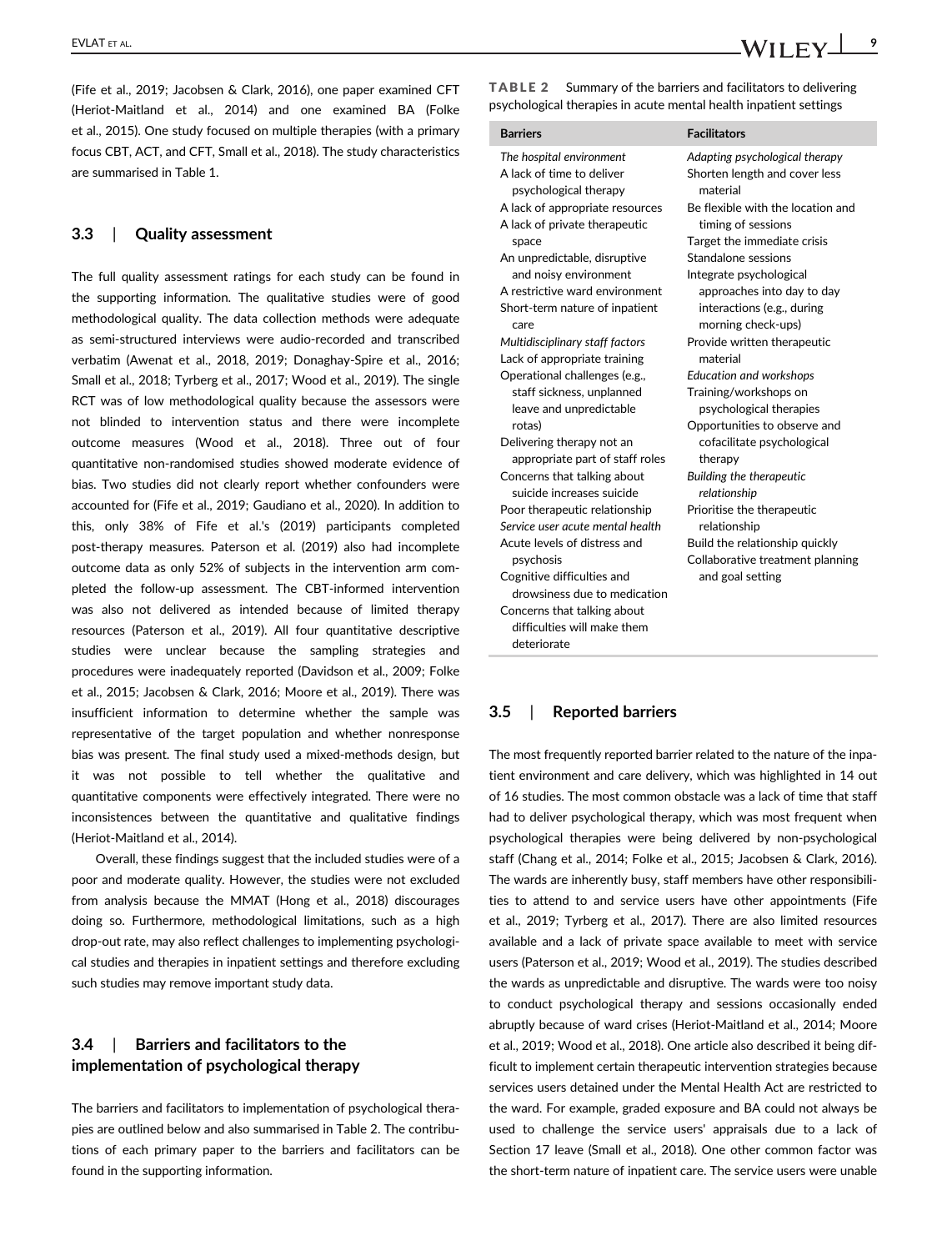(Fife et al., 2019; Jacobsen & Clark, 2016), one paper examined CFT (Heriot-Maitland et al., 2014) and one examined BA (Folke et al., 2015). One study focused on multiple therapies (with a primary focus CBT, ACT, and CFT, Small et al., 2018). The study characteristics are summarised in Table 1.

### 3.3 | Quality assessment

The full quality assessment ratings for each study can be found in the supporting information. The qualitative studies were of good methodological quality. The data collection methods were adequate as semi-structured interviews were audio-recorded and transcribed verbatim (Awenat et al., 2018, 2019; Donaghay-Spire et al., 2016; Small et al., 2018; Tyrberg et al., 2017; Wood et al., 2019). The single RCT was of low methodological quality because the assessors were not blinded to intervention status and there were incomplete outcome measures (Wood et al., 2018). Three out of four quantitative non-randomised studies showed moderate evidence of bias. Two studies did not clearly report whether confounders were accounted for (Fife et al., 2019; Gaudiano et al., 2020). In addition to this, only 38% of Fife et al.'s (2019) participants completed post-therapy measures. Paterson et al. (2019) also had incomplete outcome data as only 52% of subjects in the intervention arm completed the follow-up assessment. The CBT-informed intervention was also not delivered as intended because of limited therapy resources (Paterson et al., 2019). All four quantitative descriptive studies were unclear because the sampling strategies and procedures were inadequately reported (Davidson et al., 2009; Folke et al., 2015; Jacobsen & Clark, 2016; Moore et al., 2019). There was insufficient information to determine whether the sample was representative of the target population and whether nonresponse bias was present. The final study used a mixed-methods design, but it was not possible to tell whether the qualitative and quantitative components were effectively integrated. There were no inconsistences between the quantitative and qualitative findings (Heriot-Maitland et al., 2014).

Overall, these findings suggest that the included studies were of a poor and moderate quality. However, the studies were not excluded from analysis because the MMAT (Hong et al., 2018) discourages doing so. Furthermore, methodological limitations, such as a high drop-out rate, may also reflect challenges to implementing psychological studies and therapies in inpatient settings and therefore excluding such studies may remove important study data.

### 3.4 | Barriers and facilitators to the implementation of psychological therapy

The barriers and facilitators to implementation of psychological therapies are outlined below and also summarised in Table 2. The contributions of each primary paper to the barriers and facilitators can be found in the supporting information.

**TABLE 2** Summary of the barriers and facilitators to delivering psychological therapies in acute mental health inpatient settings

| Barriers | Facilitators |
|---|---|
| *The hospital environment* | *Adapting psychological therapy* |
| A lack of time to deliver psychological therapy | Shorten length and cover less material |
| A lack of appropriate resources | Be flexible with the location and timing of sessions |
| A lack of private therapeutic space | Target the immediate crisis |
| An unpredictable, disruptive and noisy environment | Standalone sessions |
| A restrictive ward environment | Integrate psychological approaches into day to day interactions (e.g., during morning check-ups) |
| Short-term nature of inpatient care | Provide written therapeutic material |
| *Multidisciplinary staff factors* | *Education and workshops* |
| Lack of appropriate training | Training/workshops on psychological therapies |
| Operational challenges (e.g., staff sickness, unplanned leave and unpredictable rotas) | Opportunities to observe and cofacilitate psychological therapy |
| Delivering therapy not an appropriate part of staff roles | *Building the therapeutic relationship* |
| Concerns that talking about suicide increases suicide | Prioritise the therapeutic relationship |
| Poor therapeutic relationship | Build the relationship quickly |
| *Service user acute mental health* | Collaborative treatment planning and goal setting |
| Acute levels of distress and psychosis | |
| Cognitive difficulties and drowsiness due to medication | |
| Concerns that talking about difficulties will make them deteriorate | |

### 3.5 | Reported barriers

The most frequently reported barrier related to the nature of the inpatient environment and care delivery, which was highlighted in 14 out of 16 studies. The most common obstacle was a lack of time that staff had to deliver psychological therapy, which was most frequent when psychological therapies were being delivered by non-psychological staff (Chang et al., 2014; Folke et al., 2015; Jacobsen & Clark, 2016). The wards are inherently busy, staff members have other responsibilities to attend to and service users have other appointments (Fife et al., 2019; Tyrberg et al., 2017). There are also limited resources available and a lack of private space available to meet with service users (Paterson et al., 2019; Wood et al., 2019). The studies described the wards as unpredictable and disruptive. The wards were too noisy to conduct psychological therapy and sessions occasionally ended abruptly because of ward crises (Heriot-Maitland et al., 2014; Moore et al., 2019; Wood et al., 2018). One article also described it being difficult to implement certain therapeutic intervention strategies because services users detained under the Mental Health Act are restricted to the ward. For example, graded exposure and BA could not always be used to challenge the service users' appraisals due to a lack of Section 17 leave (Small et al., 2018). One other common factor was the short-term nature of inpatient care. The service users were unable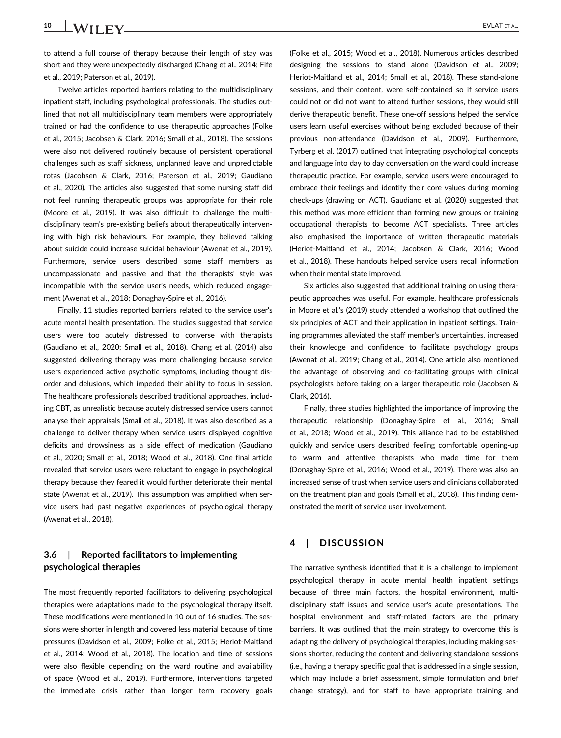to attend a full course of therapy because their length of stay was short and they were unexpectedly discharged (Chang et al., 2014; Fife et al., 2019; Paterson et al., 2019).

Twelve articles reported barriers relating to the multidisciplinary inpatient staff, including psychological professionals. The studies outlined that not all multidisciplinary team members were appropriately trained or had the confidence to use therapeutic approaches (Folke et al., 2015; Jacobsen & Clark, 2016; Small et al., 2018). The sessions were also not delivered routinely because of persistent operational challenges such as staff sickness, unplanned leave and unpredictable rotas (Jacobsen & Clark, 2016; Paterson et al., 2019; Gaudiano et al., 2020). The articles also suggested that some nursing staff did not feel running therapeutic groups was appropriate for their role (Moore et al., 2019). It was also difficult to challenge the multidisciplinary team's pre-existing beliefs about therapeutically intervening with high risk behaviours. For example, they believed talking about suicide could increase suicidal behaviour (Awenat et al., 2019). Furthermore, service users described some staff members as uncompassionate and passive and that the therapists' style was incompatible with the service user's needs, which reduced engagement (Awenat et al., 2018; Donaghay-Spire et al., 2016).

Finally, 11 studies reported barriers related to the service user's acute mental health presentation. The studies suggested that service users were too acutely distressed to converse with therapists (Gaudiano et al., 2020; Small et al., 2018). Chang et al. (2014) also suggested delivering therapy was more challenging because service users experienced active psychotic symptoms, including thought disorder and delusions, which impeded their ability to focus in session. The healthcare professionals described traditional approaches, including CBT, as unrealistic because acutely distressed service users cannot analyse their appraisals (Small et al., 2018). It was also described as a challenge to deliver therapy when service users displayed cognitive deficits and drowsiness as a side effect of medication (Gaudiano et al., 2020; Small et al., 2018; Wood et al., 2018). One final article revealed that service users were reluctant to engage in psychological therapy because they feared it would further deteriorate their mental state (Awenat et al., 2019). This assumption was amplified when service users had past negative experiences of psychological therapy (Awenat et al., 2018).

### 3.6 | Reported facilitators to implementing psychological therapies

The most frequently reported facilitators to delivering psychological therapies were adaptations made to the psychological therapy itself. These modifications were mentioned in 10 out of 16 studies. The sessions were shorter in length and covered less material because of time pressures (Davidson et al., 2009; Folke et al., 2015; Heriot-Maitland et al., 2014; Wood et al., 2018). The location and time of sessions were also flexible depending on the ward routine and availability of space (Wood et al., 2019). Furthermore, interventions targeted the immediate crisis rather than longer term recovery goals (Folke et al., 2015; Wood et al., 2018). Numerous articles described designing the sessions to stand alone (Davidson et al., 2009; Heriot-Maitland et al., 2014; Small et al., 2018). These stand-alone sessions, and their content, were self-contained so if service users could not or did not want to attend further sessions, they would still derive therapeutic benefit. These one-off sessions helped the service users learn useful exercises without being excluded because of their previous non-attendance (Davidson et al., 2009). Furthermore, Tyrberg et al. (2017) outlined that integrating psychological concepts and language into day to day conversation on the ward could increase therapeutic practice. For example, service users were encouraged to embrace their feelings and identify their core values during morning check-ups (drawing on ACT). Gaudiano et al. (2020) suggested that this method was more efficient than forming new groups or training occupational therapists to become ACT specialists. Three articles also emphasised the importance of written therapeutic materials (Heriot-Maitland et al., 2014; Jacobsen & Clark, 2016; Wood et al., 2018). These handouts helped service users recall information when their mental state improved.

Six articles also suggested that additional training on using therapeutic approaches was useful. For example, healthcare professionals in Moore et al.'s (2019) study attended a workshop that outlined the six principles of ACT and their application in inpatient settings. Training programmes alleviated the staff member's uncertainties, increased their knowledge and confidence to facilitate psychology groups (Awenat et al., 2019; Chang et al., 2014). One article also mentioned the advantage of observing and co-facilitating groups with clinical psychologists before taking on a larger therapeutic role (Jacobsen & Clark, 2016).

Finally, three studies highlighted the importance of improving the therapeutic relationship (Donaghay-Spire et al., 2016; Small et al., 2018; Wood et al., 2019). This alliance had to be established quickly and service users described feeling comfortable opening-up to warm and attentive therapists who made time for them (Donaghay-Spire et al., 2016; Wood et al., 2019). There was also an increased sense of trust when service users and clinicians collaborated on the treatment plan and goals (Small et al., 2018). This finding demonstrated the merit of service user involvement.

## 4 | DISCUSSION

The narrative synthesis identified that it is a challenge to implement psychological therapy in acute mental health inpatient settings because of three main factors, the hospital environment, multidisciplinary staff issues and service user's acute presentations. The hospital environment and staff-related factors are the primary barriers. It was outlined that the main strategy to overcome this is adapting the delivery of psychological therapies, including making sessions shorter, reducing the content and delivering standalone sessions (i.e., having a therapy specific goal that is addressed in a single session, which may include a brief assessment, simple formulation and brief change strategy), and for staff to have appropriate training and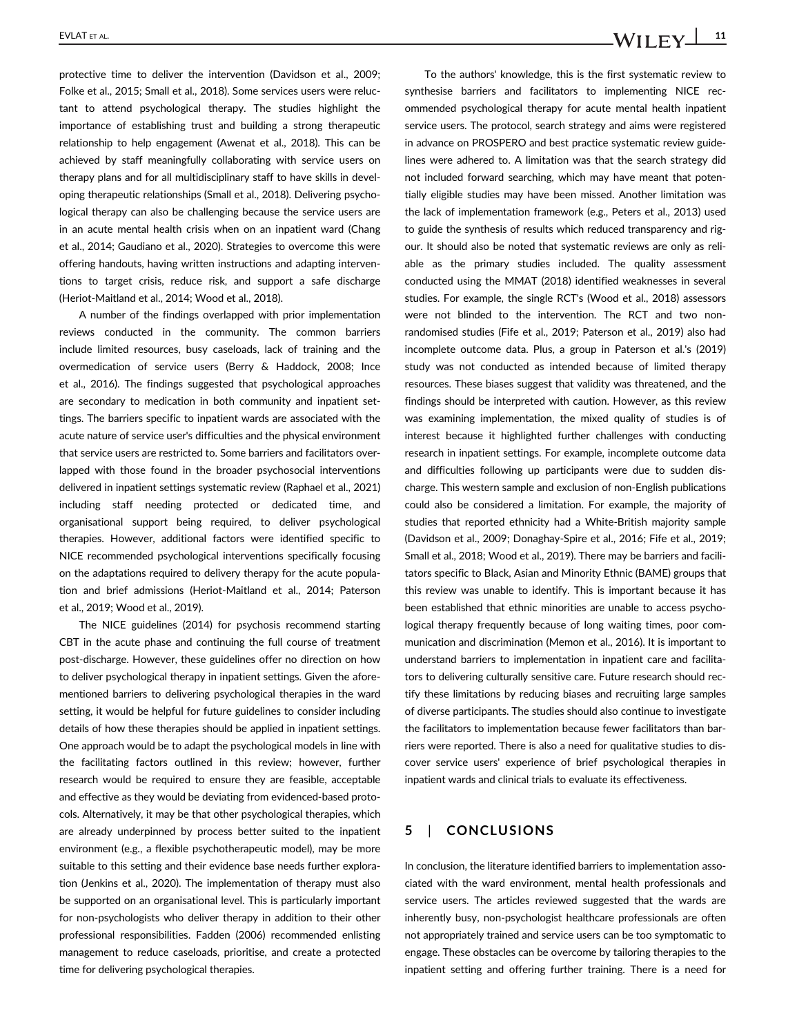protective time to deliver the intervention (Davidson et al., 2009; Folke et al., 2015; Small et al., 2018). Some services users were reluctant to attend psychological therapy. The studies highlight the importance of establishing trust and building a strong therapeutic relationship to help engagement (Awenat et al., 2018). This can be achieved by staff meaningfully collaborating with service users on therapy plans and for all multidisciplinary staff to have skills in developing therapeutic relationships (Small et al., 2018). Delivering psychological therapy can also be challenging because the service users are in an acute mental health crisis when on an inpatient ward (Chang et al., 2014; Gaudiano et al., 2020). Strategies to overcome this were offering handouts, having written instructions and adapting interventions to target crisis, reduce risk, and support a safe discharge (Heriot-Maitland et al., 2014; Wood et al., 2018).

A number of the findings overlapped with prior implementation reviews conducted in the community. The common barriers include limited resources, busy caseloads, lack of training and the overmedication of service users (Berry & Haddock, 2008; Ince et al., 2016). The findings suggested that psychological approaches are secondary to medication in both community and inpatient settings. The barriers specific to inpatient wards are associated with the acute nature of service user's difficulties and the physical environment that service users are restricted to. Some barriers and facilitators overlapped with those found in the broader psychosocial interventions delivered in inpatient settings systematic review (Raphael et al., 2021) including staff needing protected or dedicated time, and organisational support being required, to deliver psychological therapies. However, additional factors were identified specific to NICE recommended psychological interventions specifically focusing on the adaptations required to delivery therapy for the acute population and brief admissions (Heriot-Maitland et al., 2014; Paterson et al., 2019; Wood et al., 2019).

The NICE guidelines (2014) for psychosis recommend starting CBT in the acute phase and continuing the full course of treatment post-discharge. However, these guidelines offer no direction on how to deliver psychological therapy in inpatient settings. Given the aforementioned barriers to delivering psychological therapies in the ward setting, it would be helpful for future guidelines to consider including details of how these therapies should be applied in inpatient settings. One approach would be to adapt the psychological models in line with the facilitating factors outlined in this review; however, further research would be required to ensure they are feasible, acceptable and effective as they would be deviating from evidenced-based protocols. Alternatively, it may be that other psychological therapies, which are already underpinned by process better suited to the inpatient environment (e.g., a flexible psychotherapeutic model), may be more suitable to this setting and their evidence base needs further exploration (Jenkins et al., 2020). The implementation of therapy must also be supported on an organisational level. This is particularly important for non-psychologists who deliver therapy in addition to their other professional responsibilities. Fadden (2006) recommended enlisting management to reduce caseloads, prioritise, and create a protected time for delivering psychological therapies.

To the authors' knowledge, this is the first systematic review to synthesise barriers and facilitators to implementing NICE recommended psychological therapy for acute mental health inpatient service users. The protocol, search strategy and aims were registered in advance on PROSPERO and best practice systematic review guidelines were adhered to. A limitation was that the search strategy did not included forward searching, which may have meant that potentially eligible studies may have been missed. Another limitation was the lack of implementation framework (e.g., Peters et al., 2013) used to guide the synthesis of results which reduced transparency and rigour. It should also be noted that systematic reviews are only as reliable as the primary studies included. The quality assessment conducted using the MMAT (2018) identified weaknesses in several studies. For example, the single RCT's (Wood et al., 2018) assessors were not blinded to the intervention. The RCT and two non-randomised studies (Fife et al., 2019; Paterson et al., 2019) also had incomplete outcome data. Plus, a group in Paterson et al.'s (2019) study was not conducted as intended because of limited therapy resources. These biases suggest that validity was threatened, and the findings should be interpreted with caution. However, as this review was examining implementation, the mixed quality of studies is of interest because it highlighted further challenges with conducting research in inpatient settings. For example, incomplete outcome data and difficulties following up participants were due to sudden discharge. This western sample and exclusion of non-English publications could also be considered a limitation. For example, the majority of studies that reported ethnicity had a White-British majority sample (Davidson et al., 2009; Donaghay-Spire et al., 2016; Fife et al., 2019; Small et al., 2018; Wood et al., 2019). There may be barriers and facilitators specific to Black, Asian and Minority Ethnic (BAME) groups that this review was unable to identify. This is important because it has been established that ethnic minorities are unable to access psychological therapy frequently because of long waiting times, poor communication and discrimination (Memon et al., 2016). It is important to understand barriers to implementation in inpatient care and facilitators to delivering culturally sensitive care. Future research should rectify these limitations by reducing biases and recruiting large samples of diverse participants. The studies should also continue to investigate the facilitators to implementation because fewer facilitators than barriers were reported. There is also a need for qualitative studies to discover service users' experience of brief psychological therapies in inpatient wards and clinical trials to evaluate its effectiveness.

## 5 | CONCLUSIONS

In conclusion, the literature identified barriers to implementation associated with the ward environment, mental health professionals and service users. The articles reviewed suggested that the wards are inherently busy, non-psychologist healthcare professionals are often not appropriately trained and service users can be too symptomatic to engage. These obstacles can be overcome by tailoring therapies to the inpatient setting and offering further training. There is a need for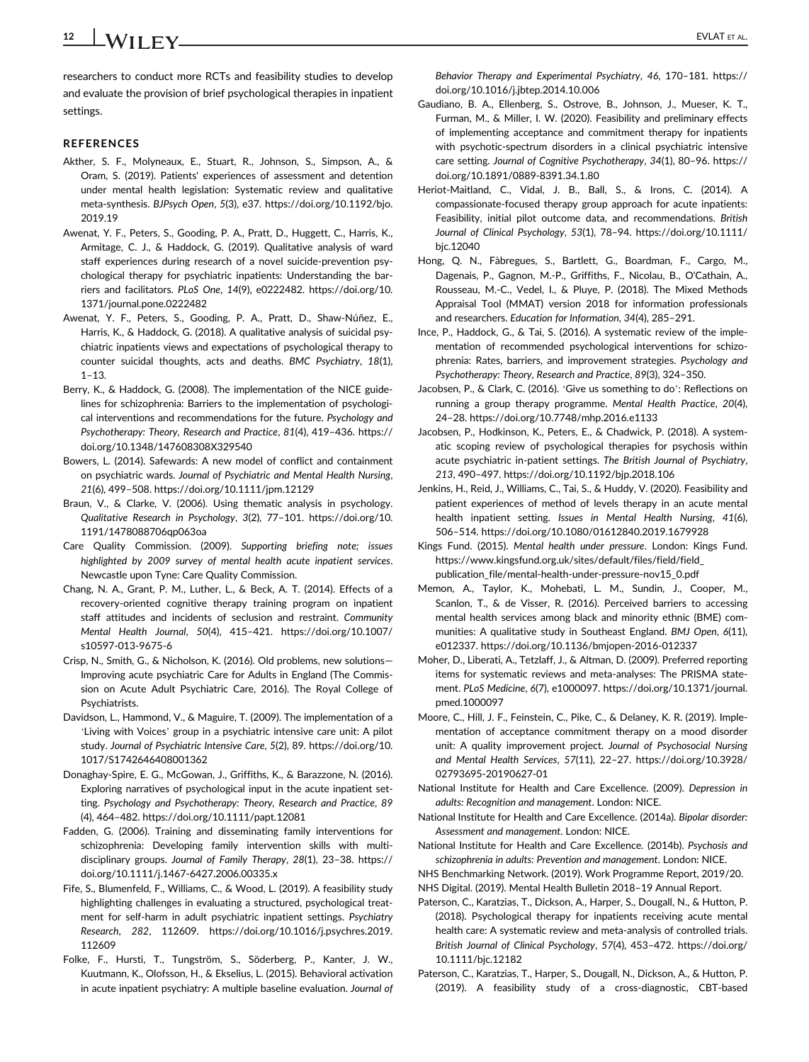researchers to conduct more RCTs and feasibility studies to develop and evaluate the provision of brief psychological therapies in inpatient settings.

## REFERENCES

Akther, S. F., Molyneaux, E., Stuart, R., Johnson, S., Simpson, A., & Oram, S. (2019). Patients' experiences of assessment and detention under mental health legislation: Systematic review and qualitative meta-synthesis. *BJPsych Open*, *5*(3), e37. https://doi.org/10.1192/bjo.2019.19

Awenat, Y. F., Peters, S., Gooding, P. A., Pratt, D., Huggett, C., Harris, K., Armitage, C. J., & Haddock, G. (2019). Qualitative analysis of ward staff experiences during research of a novel suicide-prevention psychological therapy for psychiatric inpatients: Understanding the barriers and facilitators. *PLoS One*, *14*(9), e0222482. https://doi.org/10.1371/journal.pone.0222482

Awenat, Y. F., Peters, S., Gooding, P. A., Pratt, D., Shaw-Núñez, E., Harris, K., & Haddock, G. (2018). A qualitative analysis of suicidal psychiatric inpatients views and expectations of psychological therapy to counter suicidal thoughts, acts and deaths. *BMC Psychiatry*, *18*(1), 1–13.

Berry, K., & Haddock, G. (2008). The implementation of the NICE guidelines for schizophrenia: Barriers to the implementation of psychological interventions and recommendations for the future. *Psychology and Psychotherapy: Theory, Research and Practice*, *81*(4), 419–436. https://doi.org/10.1348/147608308X329540

Bowers, L. (2014). Safewards: A new model of conflict and containment on psychiatric wards. *Journal of Psychiatric and Mental Health Nursing*, *21*(6), 499–508. https://doi.org/10.1111/jpm.12129

Braun, V., & Clarke, V. (2006). Using thematic analysis in psychology. *Qualitative Research in Psychology*, *3*(2), 77–101. https://doi.org/10.1191/1478088706qp063oa

Care Quality Commission. (2009). *Supporting briefing note; issues highlighted by 2009 survey of mental health acute inpatient services*. Newcastle upon Tyne: Care Quality Commission.

Chang, N. A., Grant, P. M., Luther, L., & Beck, A. T. (2014). Effects of a recovery-oriented cognitive therapy training program on inpatient staff attitudes and incidents of seclusion and restraint. *Community Mental Health Journal*, *50*(4), 415–421. https://doi.org/10.1007/s10597-013-9675-6

Crisp, N., Smith, G., & Nicholson, K. (2016). Old problems, new solutions—Improving acute psychiatric Care for Adults in England (The Commission on Acute Adult Psychiatric Care, 2016). The Royal College of Psychiatrists.

Davidson, L., Hammond, V., & Maguire, T. (2009). The implementation of a 'Living with Voices' group in a psychiatric intensive care unit: A pilot study. *Journal of Psychiatric Intensive Care*, *5*(2), 89. https://doi.org/10.1017/S1742646408001362

Donaghay-Spire, E. G., McGowan, J., Griffiths, K., & Barazzone, N. (2016). Exploring narratives of psychological input in the acute inpatient setting. *Psychology and Psychotherapy: Theory, Research and Practice*, *89*(4), 464–482. https://doi.org/10.1111/papt.12081

Fadden, G. (2006). Training and disseminating family interventions for schizophrenia: Developing family intervention skills with multidisciplinary groups. *Journal of Family Therapy*, *28*(1), 23–38. https://doi.org/10.1111/j.1467-6427.2006.00335.x

Fife, S., Blumenfeld, F., Williams, C., & Wood, L. (2019). A feasibility study highlighting challenges in evaluating a structured, psychological treatment for self-harm in adult psychiatric inpatient settings. *Psychiatry Research*, *282*, 112609. https://doi.org/10.1016/j.psychres.2019.112609

Folke, F., Hursti, T., Tungström, S., Söderberg, P., Kanter, J. W., Kuutmann, K., Olofsson, H., & Ekselius, L. (2015). Behavioral activation in acute inpatient psychiatry: A multiple baseline evaluation. *Journal of Behavior Therapy and Experimental Psychiatry*, *46*, 170–181. https://doi.org/10.1016/j.jbtep.2014.10.006

Gaudiano, B. A., Ellenberg, S., Ostrove, B., Johnson, J., Mueser, K. T., Furman, M., & Miller, I. W. (2020). Feasibility and preliminary effects of implementing acceptance and commitment therapy for inpatients with psychotic-spectrum disorders in a clinical psychiatric intensive care setting. *Journal of Cognitive Psychotherapy*, *34*(1), 80–96. https://doi.org/10.1891/0889-8391.34.1.80

Heriot-Maitland, C., Vidal, J. B., Ball, S., & Irons, C. (2014). A compassionate-focused therapy group approach for acute inpatients: Feasibility, initial pilot outcome data, and recommendations. *British Journal of Clinical Psychology*, *53*(1), 78–94. https://doi.org/10.1111/bjc.12040

Hong, Q. N., Fàbregues, S., Bartlett, G., Boardman, F., Cargo, M., Dagenais, P., Gagnon, M.-P., Griffiths, F., Nicolau, B., O'Cathain, A., Rousseau, M.-C., Vedel, I., & Pluye, P. (2018). The Mixed Methods Appraisal Tool (MMAT) version 2018 for information professionals and researchers. *Education for Information*, *34*(4), 285–291.

Ince, P., Haddock, G., & Tai, S. (2016). A systematic review of the implementation of recommended psychological interventions for schizophrenia: Rates, barriers, and improvement strategies. *Psychology and Psychotherapy: Theory, Research and Practice*, *89*(3), 324–350.

Jacobsen, P., & Clark, C. (2016). 'Give us something to do': Reflections on running a group therapy programme. *Mental Health Practice*, *20*(4), 24–28. https://doi.org/10.7748/mhp.2016.e1133

Jacobsen, P., Hodkinson, K., Peters, E., & Chadwick, P. (2018). A systematic scoping review of psychological therapies for psychosis within acute psychiatric in-patient settings. *The British Journal of Psychiatry*, *213*, 490–497. https://doi.org/10.1192/bjp.2018.106

Jenkins, H., Reid, J., Williams, C., Tai, S., & Huddy, V. (2020). Feasibility and patient experiences of method of levels therapy in an acute mental health inpatient setting. *Issues in Mental Health Nursing*, *41*(6), 506–514. https://doi.org/10.1080/01612840.2019.1679928

Kings Fund. (2015). *Mental health under pressure*. London: Kings Fund. https://www.kingsfund.org.uk/sites/default/files/field/field_publication_file/mental-health-under-pressure-nov15_0.pdf

Memon, A., Taylor, K., Mohebati, L. M., Sundin, J., Cooper, M., Scanlon, T., & de Visser, R. (2016). Perceived barriers to accessing mental health services among black and minority ethnic (BME) communities: A qualitative study in Southeast England. *BMJ Open*, *6*(11), e012337. https://doi.org/10.1136/bmjopen-2016-012337

Moher, D., Liberati, A., Tetzlaff, J., & Altman, D. (2009). Preferred reporting items for systematic reviews and meta-analyses: The PRISMA statement. *PLoS Medicine*, *6*(7), e1000097. https://doi.org/10.1371/journal.pmed.1000097

Moore, C., Hill, J. F., Feinstein, C., Pike, C., & Delaney, K. R. (2019). Implementation of acceptance commitment therapy on a mood disorder unit: A quality improvement project. *Journal of Psychosocial Nursing and Mental Health Services*, *57*(11), 22–27. https://doi.org/10.3928/02793695-20190627-01

National Institute for Health and Care Excellence. (2009). *Depression in adults: Recognition and management*. London: NICE.

National Institute for Health and Care Excellence. (2014a). *Bipolar disorder: Assessment and management*. London: NICE.

National Institute for Health and Care Excellence. (2014b). *Psychosis and schizophrenia in adults: Prevention and management*. London: NICE.

NHS Benchmarking Network. (2019). Work Programme Report, 2019/20.

NHS Digital. (2019). Mental Health Bulletin 2018–19 Annual Report.

Paterson, C., Karatzias, T., Dickson, A., Harper, S., Dougall, N., & Hutton, P. (2018). Psychological therapy for inpatients receiving acute mental health care: A systematic review and meta-analysis of controlled trials. *British Journal of Clinical Psychology*, *57*(4), 453–472. https://doi.org/10.1111/bjc.12182

Paterson, C., Karatzias, T., Harper, S., Dougall, N., Dickson, A., & Hutton, P. (2019). A feasibility study of a cross-diagnostic, CBT-based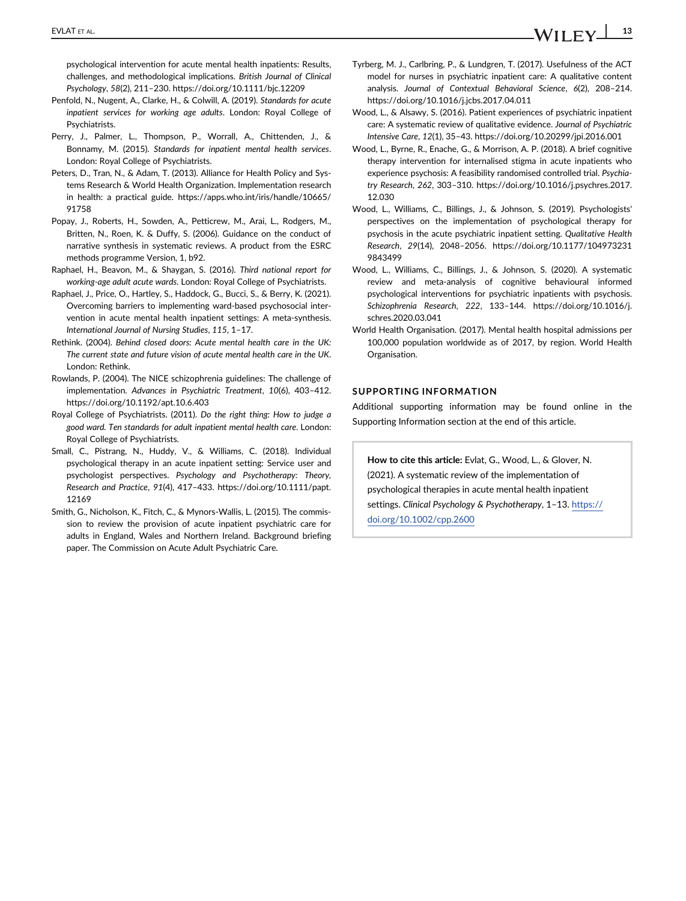psychological intervention for acute mental health inpatients: Results, challenges, and methodological implications. *British Journal of Clinical Psychology*, *58*(2), 211–230. https://doi.org/10.1111/bjc.12209

Penfold, N., Nugent, A., Clarke, H., & Colwill, A. (2019). *Standards for acute inpatient services for working age adults*. London: Royal College of Psychiatrists.

Perry, J., Palmer, L., Thompson, P., Worrall, A., Chittenden, J., & Bonnamy, M. (2015). *Standards for inpatient mental health services*. London: Royal College of Psychiatrists.

Peters, D., Tran, N., & Adam, T. (2013). Alliance for Health Policy and Systems Research & World Health Organization. Implementation research in health: a practical guide. https://apps.who.int/iris/handle/10665/91758

Popay, J., Roberts, H., Sowden, A., Petticrew, M., Arai, L., Rodgers, M., Britten, N., Roen, K. & Duffy, S. (2006). Guidance on the conduct of narrative synthesis in systematic reviews. A product from the ESRC methods programme Version, 1, b92.

Raphael, H., Beavon, M., & Shaygan, S. (2016). *Third national report for working-age adult acute wards*. London: Royal College of Psychiatrists.

Raphael, J., Price, O., Hartley, S., Haddock, G., Bucci, S., & Berry, K. (2021). Overcoming barriers to implementing ward-based psychosocial intervention in acute mental health inpatient settings: A meta-synthesis. *International Journal of Nursing Studies*, *115*, 1–17.

Rethink. (2004). *Behind closed doors: Acute mental health care in the UK: The current state and future vision of acute mental health care in the UK*. London: Rethink.

Rowlands, P. (2004). The NICE schizophrenia guidelines: The challenge of implementation. *Advances in Psychiatric Treatment*, *10*(6), 403–412. https://doi.org/10.1192/apt.10.6.403

Royal College of Psychiatrists. (2011). *Do the right thing: How to judge a good ward. Ten standards for adult inpatient mental health care*. London: Royal College of Psychiatrists.

Small, C., Pistrang, N., Huddy, V., & Williams, C. (2018). Individual psychological therapy in an acute inpatient setting: Service user and psychologist perspectives. *Psychology and Psychotherapy: Theory, Research and Practice*, *91*(4), 417–433. https://doi.org/10.1111/papt.12169

Smith, G., Nicholson, K., Fitch, C., & Mynors-Wallis, L. (2015). The commission to review the provision of acute inpatient psychiatric care for adults in England, Wales and Northern Ireland. Background briefing paper. The Commission on Acute Adult Psychiatric Care.

Tyrberg, M. J., Carlbring, P., & Lundgren, T. (2017). Usefulness of the ACT model for nurses in psychiatric inpatient care: A qualitative content analysis. *Journal of Contextual Behavioral Science*, *6*(2), 208–214. https://doi.org/10.1016/j.jcbs.2017.04.011

Wood, L., & Alsawy, S. (2016). Patient experiences of psychiatric inpatient care: A systematic review of qualitative evidence. *Journal of Psychiatric Intensive Care*, *12*(1), 35–43. https://doi.org/10.20299/jpi.2016.001

Wood, L., Byrne, R., Enache, G., & Morrison, A. P. (2018). A brief cognitive therapy intervention for internalised stigma in acute inpatients who experience psychosis: A feasibility randomised controlled trial. *Psychiatry Research*, *262*, 303–310. https://doi.org/10.1016/j.psychres.2017.12.030

Wood, L., Williams, C., Billings, J., & Johnson, S. (2019). Psychologists' perspectives on the implementation of psychological therapy for psychosis in the acute psychiatric inpatient setting. *Qualitative Health Research*, *29*(14), 2048–2056. https://doi.org/10.1177/1049732319843499

Wood, L., Williams, C., Billings, J., & Johnson, S. (2020). A systematic review and meta-analysis of cognitive behavioural informed psychological interventions for psychiatric inpatients with psychosis. *Schizophrenia Research*, *222*, 133–144. https://doi.org/10.1016/j.schres.2020.03.041

World Health Organisation. (2017). Mental health hospital admissions per 100,000 population worldwide as of 2017, by region. World Health Organisation.

## SUPPORTING INFORMATION

Additional supporting information may be found online in the Supporting Information section at the end of this article.

**How to cite this article:** Evlat, G., Wood, L., & Glover, N. (2021). A systematic review of the implementation of psychological therapies in acute mental health inpatient settings. *Clinical Psychology & Psychotherapy*, 1–13. https://doi.org/10.1002/cpp.2600